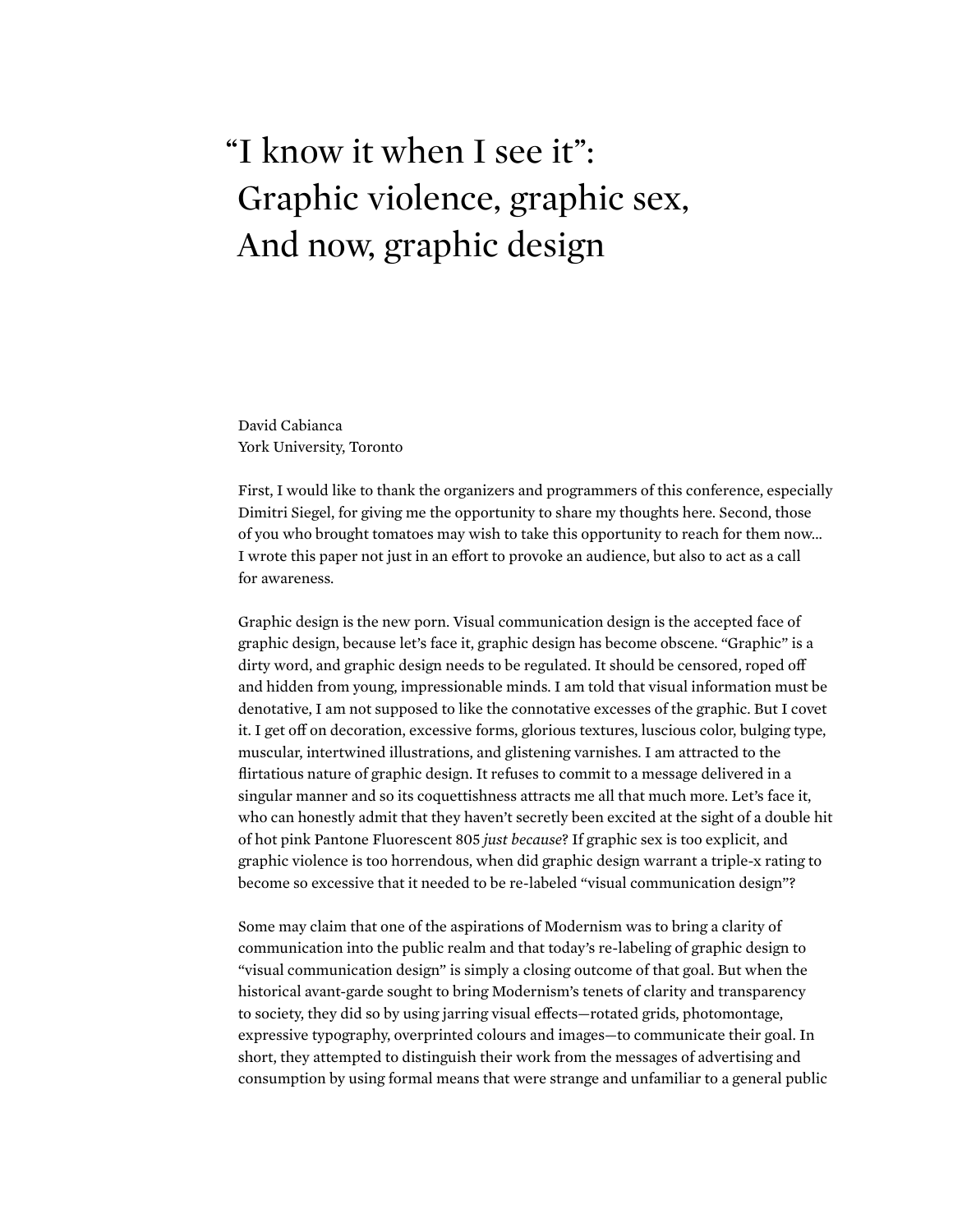# "I know it when I see it": Graphic violence, graphic sex, And now, graphic design

David Cabianca
York University, Toronto

First, I would like to thank the organizers and programmers of this conference, especially Dimitri Siegel, for giving me the opportunity to share my thoughts here. Second, those of you who brought tomatoes may wish to take this opportunity to reach for them now... I wrote this paper not just in an effort to provoke an audience, but also to act as a call for awareness.

Graphic design is the new porn. Visual communication design is the accepted face of graphic design, because let's face it, graphic design has become obscene. "Graphic" is a dirty word, and graphic design needs to be regulated. It should be censored, roped off and hidden from young, impressionable minds. I am told that visual information must be denotative, I am not supposed to like the connotative excesses of the graphic. But I covet it. I get off on decoration, excessive forms, glorious textures, luscious color, bulging type, muscular, intertwined illustrations, and glistening varnishes. I am attracted to the flirtatious nature of graphic design. It refuses to commit to a message delivered in a singular manner and so its coquettishness attracts me all that much more. Let's face it, who can honestly admit that they haven't secretly been excited at the sight of a double hit of hot pink Pantone Fluorescent 805 *just because*? If graphic sex is too explicit, and graphic violence is too horrendous, when did graphic design warrant a triple-x rating to become so excessive that it needed to be re-labeled "visual communication design"?

Some may claim that one of the aspirations of Modernism was to bring a clarity of communication into the public realm and that today's re-labeling of graphic design to "visual communication design" is simply a closing outcome of that goal. But when the historical avant-garde sought to bring Modernism's tenets of clarity and transparency to society, they did so by using jarring visual effects—rotated grids, photomontage, expressive typography, overprinted colours and images—to communicate their goal. In short, they attempted to distinguish their work from the messages of advertising and consumption by using formal means that were strange and unfamiliar to a general public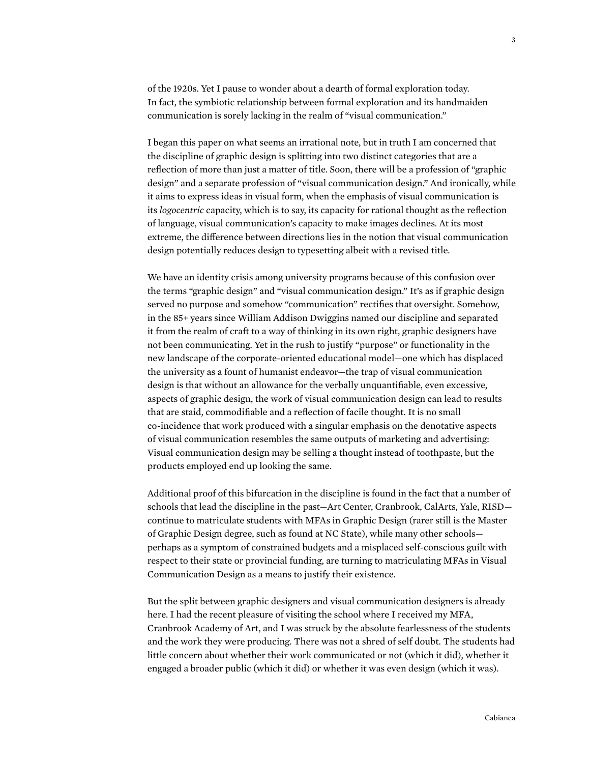of the 1920s. Yet I pause to wonder about a dearth of formal exploration today. In fact, the symbiotic relationship between formal exploration and its handmaiden communication is sorely lacking in the realm of "visual communication."

I began this paper on what seems an irrational note, but in truth I am concerned that the discipline of graphic design is splitting into two distinct categories that are a reflection of more than just a matter of title. Soon, there will be a profession of "graphic design" and a separate profession of "visual communication design." And ironically, while it aims to express ideas in visual form, when the emphasis of visual communication is its *logocentric* capacity, which is to say, its capacity for rational thought as the reflection of language, visual communication's capacity to make images declines. At its most extreme, the difference between directions lies in the notion that visual communication design potentially reduces design to typesetting albeit with a revised title.

We have an identity crisis among university programs because of this confusion over the terms "graphic design" and "visual communication design." It's as if graphic design served no purpose and somehow "communication" rectifies that oversight. Somehow, in the 85+ years since William Addison Dwiggins named our discipline and separated it from the realm of craft to a way of thinking in its own right, graphic designers have not been communicating. Yet in the rush to justify "purpose" or functionality in the new landscape of the corporate-oriented educational model—one which has displaced the university as a fount of humanist endeavor—the trap of visual communication design is that without an allowance for the verbally unquantifiable, even excessive, aspects of graphic design, the work of visual communication design can lead to results that are staid, commodifiable and a reflection of facile thought. It is no small co-incidence that work produced with a singular emphasis on the denotative aspects of visual communication resembles the same outputs of marketing and advertising: Visual communication design may be selling a thought instead of toothpaste, but the products employed end up looking the same.

Additional proof of this bifurcation in the discipline is found in the fact that a number of schools that lead the discipline in the past—Art Center, Cranbrook, CalArts, Yale, RISD—continue to matriculate students with MFAs in Graphic Design (rarer still is the Master of Graphic Design degree, such as found at NC State), while many other schools—perhaps as a symptom of constrained budgets and a misplaced self-conscious guilt with respect to their state or provincial funding, are turning to matriculating MFAs in Visual Communication Design as a means to justify their existence.

But the split between graphic designers and visual communication designers is already here. I had the recent pleasure of visiting the school where I received my MFA, Cranbrook Academy of Art, and I was struck by the absolute fearlessness of the students and the work they were producing. There was not a shred of self doubt. The students had little concern about whether their work communicated or not (which it did), whether it engaged a broader public (which it did) or whether it was even design (which it was).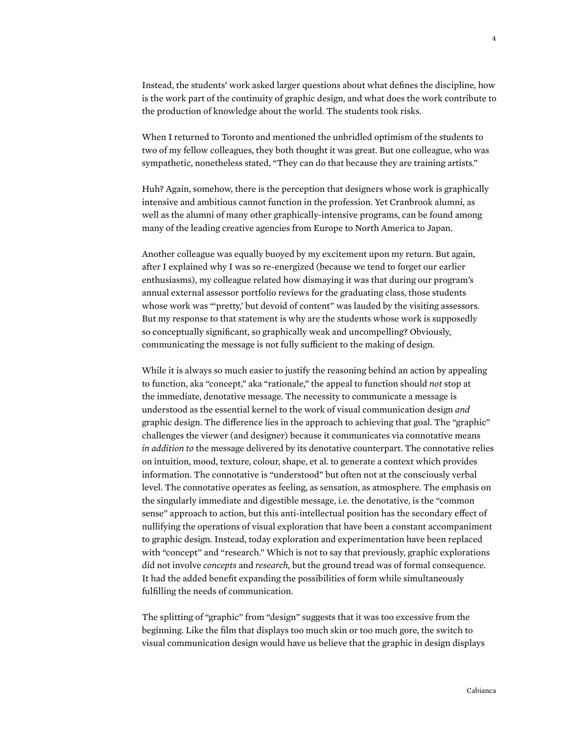Instead, the students' work asked larger questions about what defines the discipline, how is the work part of the continuity of graphic design, and what does the work contribute to the production of knowledge about the world. The students took risks.

When I returned to Toronto and mentioned the unbridled optimism of the students to two of my fellow colleagues, they both thought it was great. But one colleague, who was sympathetic, nonetheless stated, "They can do that because they are training artists."

Huh? Again, somehow, there is the perception that designers whose work is graphically intensive and ambitious cannot function in the profession. Yet Cranbrook alumni, as well as the alumni of many other graphically-intensive programs, can be found among many of the leading creative agencies from Europe to North America to Japan.

Another colleague was equally buoyed by my excitement upon my return. But again, after I explained why I was so re-energized (because we tend to forget our earlier enthusiasms), my colleague related how dismaying it was that during our program's annual external assessor portfolio reviews for the graduating class, those students whose work was "'pretty,' but devoid of content" was lauded by the visiting assessors. But my response to that statement is why are the students whose work is supposedly so conceptually significant, so graphically weak and uncompelling? Obviously, communicating the message is not fully sufficient to the making of design.

While it is always so much easier to justify the reasoning behind an action by appealing to function, aka "concept," aka "rationale," the appeal to function should *not* stop at the immediate, denotative message. The necessity to communicate a message is understood as the essential kernel to the work of visual communication design *and* graphic design. The difference lies in the approach to achieving that goal. The "graphic" challenges the viewer (and designer) because it communicates via connotative means *in addition to* the message delivered by its denotative counterpart. The connotative relies on intuition, mood, texture, colour, shape, et al. to generate a context which provides information. The connotative is "understood" but often not at the consciously verbal level. The connotative operates as feeling, as sensation, as atmosphere. The emphasis on the singularly immediate and digestible message, i.e. the denotative, is the "common sense" approach to action, but this anti-intellectual position has the secondary effect of nullifying the operations of visual exploration that have been a constant accompaniment to graphic design. Instead, today exploration and experimentation have been replaced with "concept" and "research." Which is not to say that previously, graphic explorations did not involve *concepts* and *research*, but the ground tread was of formal consequence. It had the added benefit expanding the possibilities of form while simultaneously fulfilling the needs of communication.

The splitting of "graphic" from "design" suggests that it was too excessive from the beginning. Like the film that displays too much skin or too much gore, the switch to visual communication design would have us believe that the graphic in design displays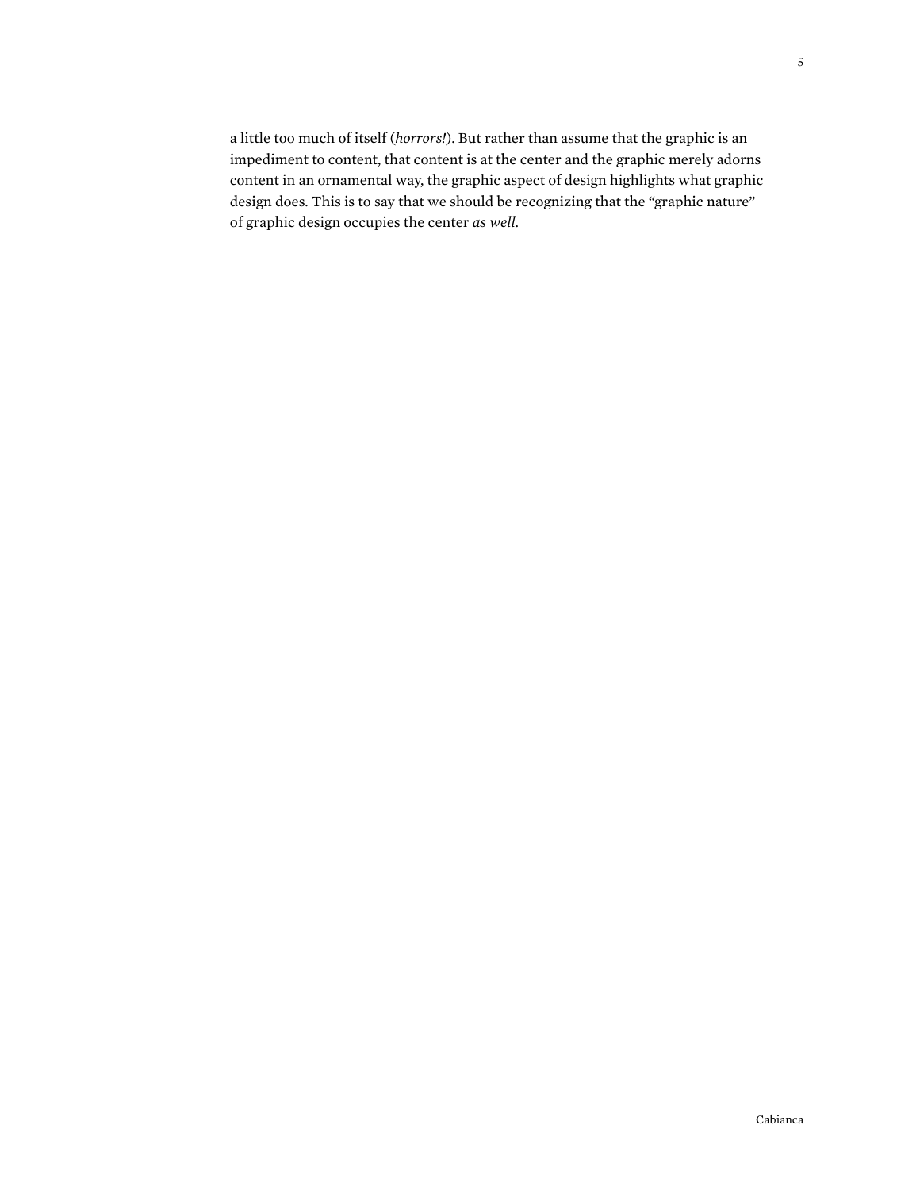a little too much of itself (*horrors!*). But rather than assume that the graphic is an impediment to content, that content is at the center and the graphic merely adorns content in an ornamental way, the graphic aspect of design highlights what graphic design does. This is to say that we should be recognizing that the "graphic nature" of graphic design occupies the center *as well*.